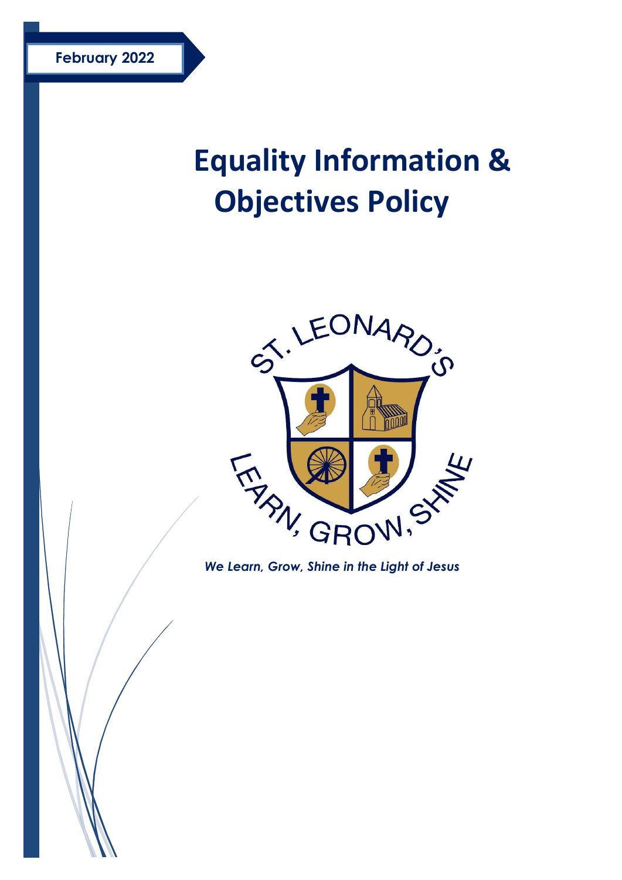February 2022

# Equality Information & Objectives Policy

ST. LEONARD'S

LEARN, GROW, SHINE

*We Learn, Grow, Shine in the Light of Jesus*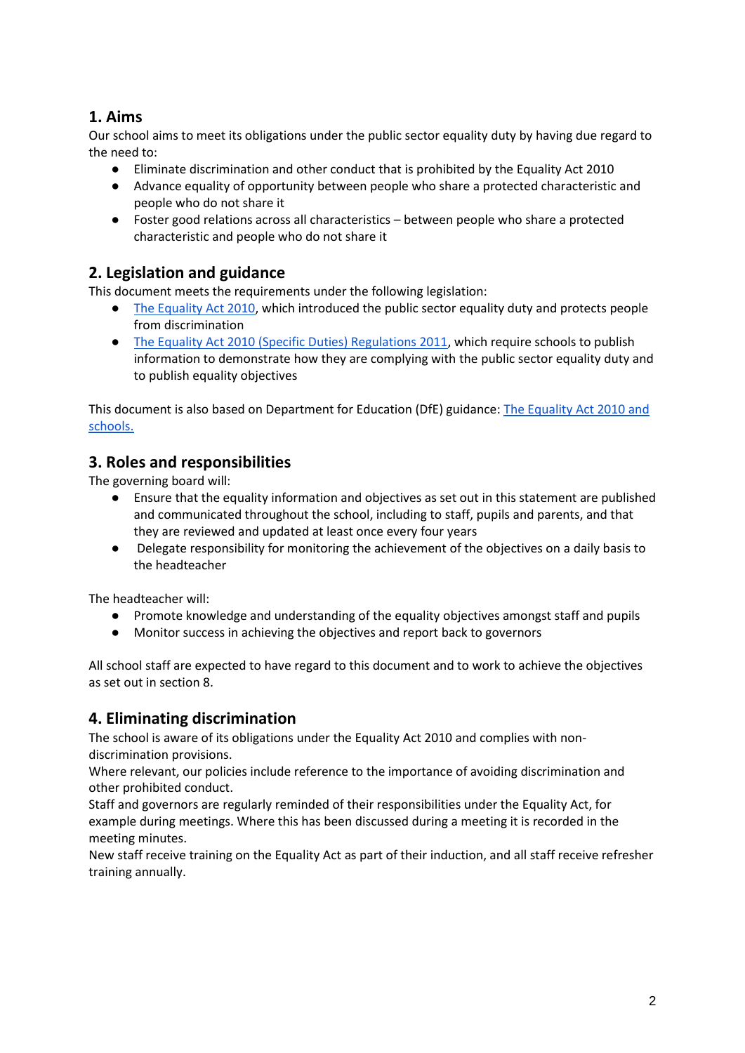## 1. Aims

Our school aims to meet its obligations under the public sector equality duty by having due regard to the need to:

- Eliminate discrimination and other conduct that is prohibited by the Equality Act 2010
- Advance equality of opportunity between people who share a protected characteristic and people who do not share it
- Foster good relations across all characteristics – between people who share a protected characteristic and people who do not share it

## 2. Legislation and guidance

This document meets the requirements under the following legislation:

- The Equality Act 2010, which introduced the public sector equality duty and protects people from discrimination
- The Equality Act 2010 (Specific Duties) Regulations 2011, which require schools to publish information to demonstrate how they are complying with the public sector equality duty and to publish equality objectives

This document is also based on Department for Education (DfE) guidance: The Equality Act 2010 and schools.

## 3. Roles and responsibilities

The governing board will:

- Ensure that the equality information and objectives as set out in this statement are published and communicated throughout the school, including to staff, pupils and parents, and that they are reviewed and updated at least once every four years
- Delegate responsibility for monitoring the achievement of the objectives on a daily basis to the headteacher

The headteacher will:

- Promote knowledge and understanding of the equality objectives amongst staff and pupils
- Monitor success in achieving the objectives and report back to governors

All school staff are expected to have regard to this document and to work to achieve the objectives as set out in section 8.

## 4. Eliminating discrimination

The school is aware of its obligations under the Equality Act 2010 and complies with non-discrimination provisions.

Where relevant, our policies include reference to the importance of avoiding discrimination and other prohibited conduct.

Staff and governors are regularly reminded of their responsibilities under the Equality Act, for example during meetings. Where this has been discussed during a meeting it is recorded in the meeting minutes.

New staff receive training on the Equality Act as part of their induction, and all staff receive refresher training annually.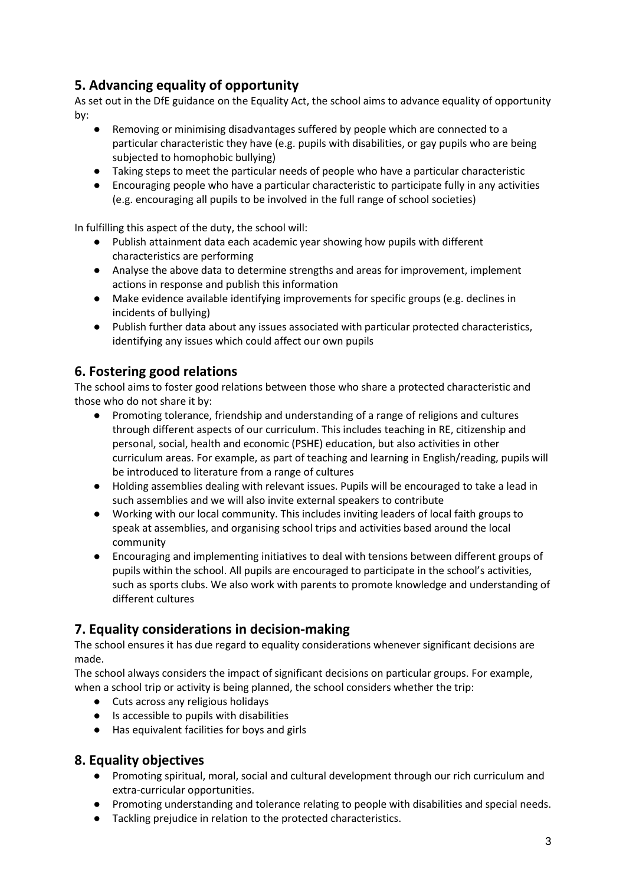## 5. Advancing equality of opportunity

As set out in the DfE guidance on the Equality Act, the school aims to advance equality of opportunity by:

- Removing or minimising disadvantages suffered by people which are connected to a particular characteristic they have (e.g. pupils with disabilities, or gay pupils who are being subjected to homophobic bullying)
- Taking steps to meet the particular needs of people who have a particular characteristic
- Encouraging people who have a particular characteristic to participate fully in any activities (e.g. encouraging all pupils to be involved in the full range of school societies)

In fulfilling this aspect of the duty, the school will:

- Publish attainment data each academic year showing how pupils with different characteristics are performing
- Analyse the above data to determine strengths and areas for improvement, implement actions in response and publish this information
- Make evidence available identifying improvements for specific groups (e.g. declines in incidents of bullying)
- Publish further data about any issues associated with particular protected characteristics, identifying any issues which could affect our own pupils

## 6. Fostering good relations

The school aims to foster good relations between those who share a protected characteristic and those who do not share it by:

- Promoting tolerance, friendship and understanding of a range of religions and cultures through different aspects of our curriculum. This includes teaching in RE, citizenship and personal, social, health and economic (PSHE) education, but also activities in other curriculum areas. For example, as part of teaching and learning in English/reading, pupils will be introduced to literature from a range of cultures
- Holding assemblies dealing with relevant issues. Pupils will be encouraged to take a lead in such assemblies and we will also invite external speakers to contribute
- Working with our local community. This includes inviting leaders of local faith groups to speak at assemblies, and organising school trips and activities based around the local community
- Encouraging and implementing initiatives to deal with tensions between different groups of pupils within the school. All pupils are encouraged to participate in the school's activities, such as sports clubs. We also work with parents to promote knowledge and understanding of different cultures

## 7. Equality considerations in decision-making

The school ensures it has due regard to equality considerations whenever significant decisions are made.

The school always considers the impact of significant decisions on particular groups. For example, when a school trip or activity is being planned, the school considers whether the trip:

- Cuts across any religious holidays
- Is accessible to pupils with disabilities
- Has equivalent facilities for boys and girls

## 8. Equality objectives

- Promoting spiritual, moral, social and cultural development through our rich curriculum and extra-curricular opportunities.
- Promoting understanding and tolerance relating to people with disabilities and special needs.
- Tackling prejudice in relation to the protected characteristics.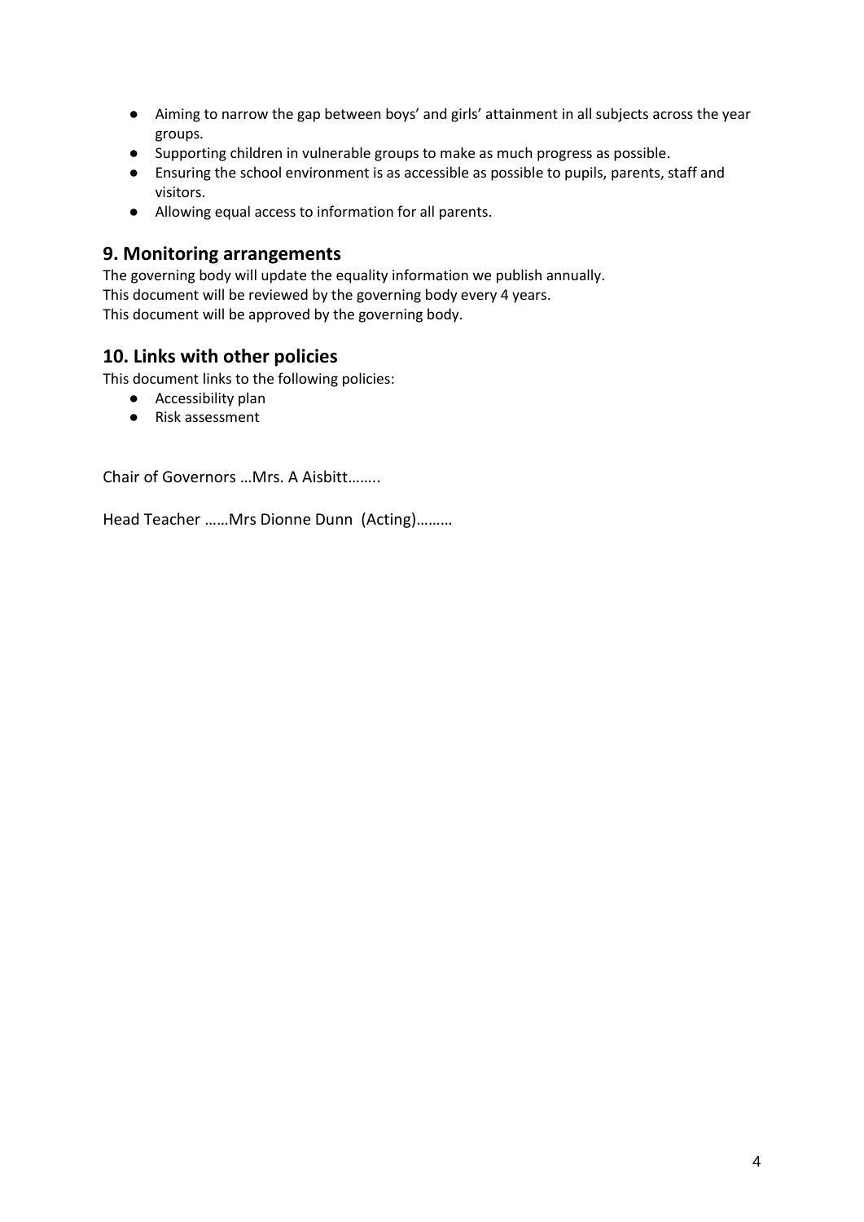- Aiming to narrow the gap between boys' and girls' attainment in all subjects across the year groups.
- Supporting children in vulnerable groups to make as much progress as possible.
- Ensuring the school environment is as accessible as possible to pupils, parents, staff and visitors.
- Allowing equal access to information for all parents.

## 9. Monitoring arrangements

The governing body will update the equality information we publish annually.
This document will be reviewed by the governing body every 4 years.
This document will be approved by the governing body.

## 10. Links with other policies

This document links to the following policies:

- Accessibility plan
- Risk assessment

Chair of Governors …Mrs. A Aisbitt……..

Head Teacher ……Mrs Dionne Dunn (Acting)………